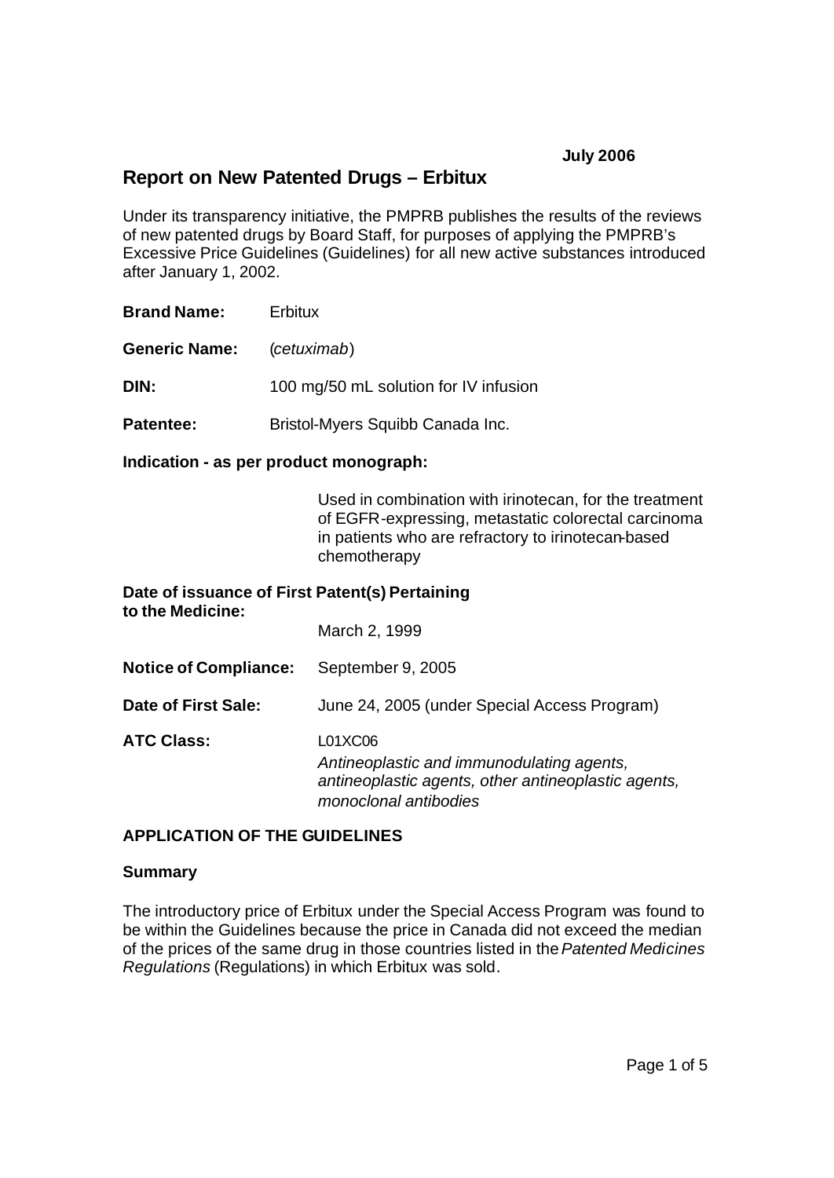**July 2006**

# Report on New Patented Drugs – Erbitux

Under its transparency initiative, the PMPRB publishes the results of the reviews of new patented drugs by Board Staff, for purposes of applying the PMPRB's Excessive Price Guidelines (Guidelines) for all new active substances introduced after January 1, 2002.

**Brand Name:** Erbitux

**Generic Name:** (*cetuximab*)

**DIN:** 100 mg/50 mL solution for IV infusion

**Patentee:** Bristol-Myers Squibb Canada Inc.

**Indication - as per product monograph:**

Used in combination with irinotecan, for the treatment of EGFR-expressing, metastatic colorectal carcinoma in patients who are refractory to irinotecan-based chemotherapy

**Date of issuance of First Patent(s) Pertaining to the Medicine:** March 2, 1999

**Notice of Compliance:** September 9, 2005

**Date of First Sale:** June 24, 2005 (under Special Access Program)

**ATC Class:** L01XC06
*Antineoplastic and immunodulating agents, antineoplastic agents, other antineoplastic agents, monoclonal antibodies*

## APPLICATION OF THE GUIDELINES

### Summary

The introductory price of Erbitux under the Special Access Program was found to be within the Guidelines because the price in Canada did not exceed the median of the prices of the same drug in those countries listed in the *Patented Medicines Regulations* (Regulations) in which Erbitux was sold.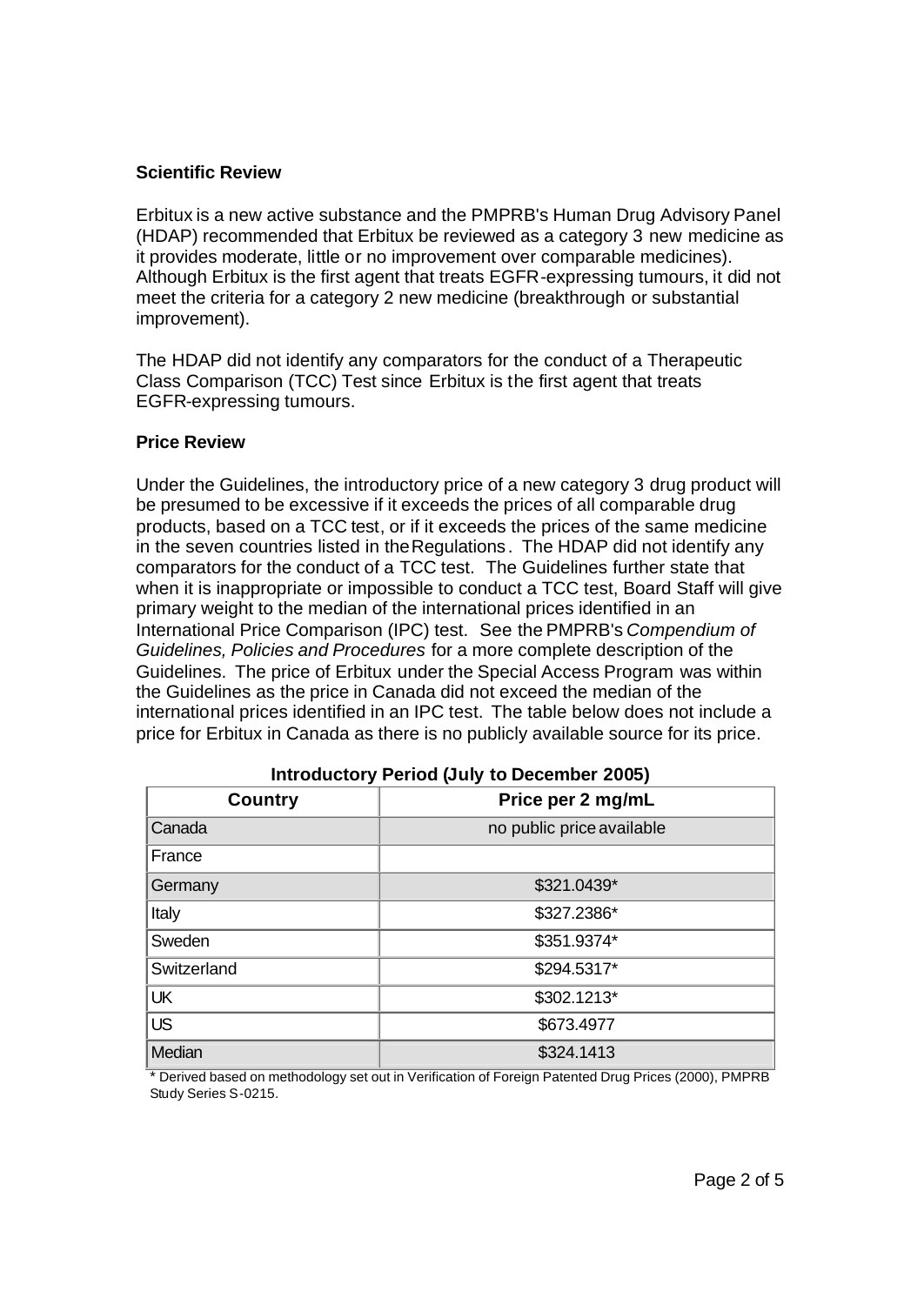**Scientific Review**

Erbitux is a new active substance and the PMPRB's Human Drug Advisory Panel (HDAP) recommended that Erbitux be reviewed as a category 3 new medicine as it provides moderate, little or no improvement over comparable medicines). Although Erbitux is the first agent that treats EGFR-expressing tumours, it did not meet the criteria for a category 2 new medicine (breakthrough or substantial improvement).

The HDAP did not identify any comparators for the conduct of a Therapeutic Class Comparison (TCC) Test since Erbitux is the first agent that treats EGFR-expressing tumours.

**Price Review**

Under the Guidelines, the introductory price of a new category 3 drug product will be presumed to be excessive if it exceeds the prices of all comparable drug products, based on a TCC test, or if it exceeds the prices of the same medicine in the seven countries listed in the Regulations. The HDAP did not identify any comparators for the conduct of a TCC test. The Guidelines further state that when it is inappropriate or impossible to conduct a TCC test, Board Staff will give primary weight to the median of the international prices identified in an International Price Comparison (IPC) test. See the PMPRB's *Compendium of Guidelines, Policies and Procedures* for a more complete description of the Guidelines. The price of Erbitux under the Special Access Program was within the Guidelines as the price in Canada did not exceed the median of the international prices identified in an IPC test. The table below does not include a price for Erbitux in Canada as there is no publicly available source for its price.

**Introductory Period (July to December 2005)**

| Country | Price per 2 mg/mL |
|---|---|
| Canada | no public price available |
| France | |
| Germany | $321.0439* |
| Italy | $327.2386* |
| Sweden | $351.9374* |
| Switzerland | $294.5317* |
| UK | $302.1213* |
| US | $673.4977 |
| Median | $324.1413 |

\* Derived based on methodology set out in Verification of Foreign Patented Drug Prices (2000), PMPRB Study Series S-0215.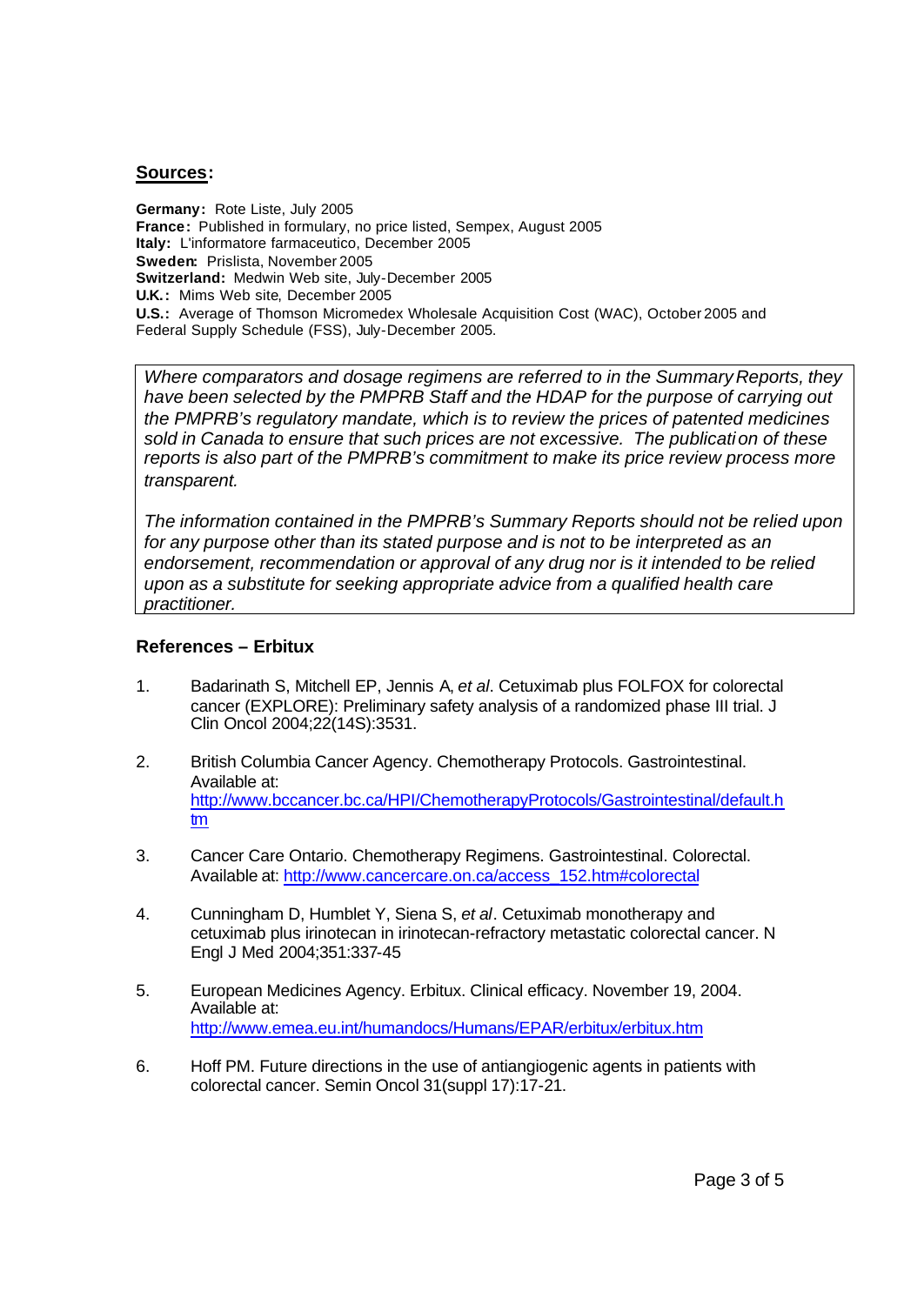## Sources:

**Germany:** Rote Liste, July 2005
**France:** Published in formulary, no price listed, Sempex, August 2005
**Italy:** L'informatore farmaceutico, December 2005
**Sweden:** Prislista, November 2005
**Switzerland:** Medwin Web site, July-December 2005
**U.K.:** Mims Web site, December 2005
**U.S.:** Average of Thomson Micromedex Wholesale Acquisition Cost (WAC), October 2005 and Federal Supply Schedule (FSS), July-December 2005.

*Where comparators and dosage regimens are referred to in the Summary Reports, they have been selected by the PMPRB Staff and the HDAP for the purpose of carrying out the PMPRB's regulatory mandate, which is to review the prices of patented medicines sold in Canada to ensure that such prices are not excessive. The publication of these reports is also part of the PMPRB's commitment to make its price review process more transparent.*

*The information contained in the PMPRB's Summary Reports should not be relied upon for any purpose other than its stated purpose and is not to be interpreted as an endorsement, recommendation or approval of any drug nor is it intended to be relied upon as a substitute for seeking appropriate advice from a qualified health care practitioner.*

### References – Erbitux

1. Badarinath S, Mitchell EP, Jennis A, *et al*. Cetuximab plus FOLFOX for colorectal cancer (EXPLORE): Preliminary safety analysis of a randomized phase III trial. J Clin Oncol 2004;22(14S):3531.

2. British Columbia Cancer Agency. Chemotherapy Protocols. Gastrointestinal. Available at: http://www.bccancer.bc.ca/HPI/ChemotherapyProtocols/Gastrointestinal/default.htm

3. Cancer Care Ontario. Chemotherapy Regimens. Gastrointestinal. Colorectal. Available at: http://www.cancercare.on.ca/access_152.htm#colorectal

4. Cunningham D, Humblet Y, Siena S, *et al*. Cetuximab monotherapy and cetuximab plus irinotecan in irinotecan-refractory metastatic colorectal cancer. N Engl J Med 2004;351:337-45

5. European Medicines Agency. Erbitux. Clinical efficacy. November 19, 2004. Available at: http://www.emea.eu.int/humandocs/Humans/EPAR/erbitux/erbitux.htm

6. Hoff PM. Future directions in the use of antiangiogenic agents in patients with colorectal cancer. Semin Oncol 31(suppl 17):17-21.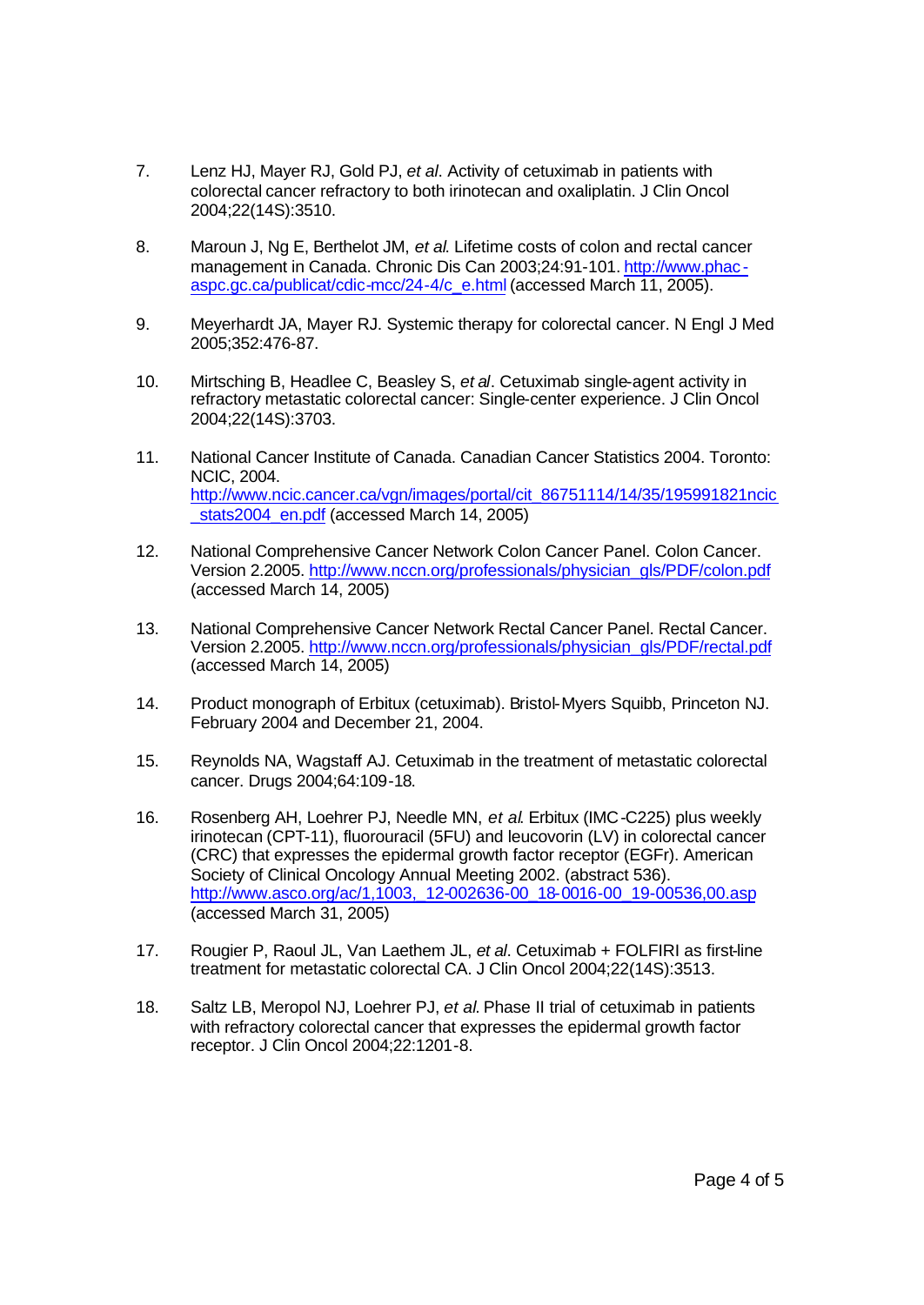7. Lenz HJ, Mayer RJ, Gold PJ, *et al*. Activity of cetuximab in patients with colorectal cancer refractory to both irinotecan and oxaliplatin. J Clin Oncol 2004;22(14S):3510.

8. Maroun J, Ng E, Berthelot JM, *et al*. Lifetime costs of colon and rectal cancer management in Canada. Chronic Dis Can 2003;24:91-101. http://www.phac-aspc.gc.ca/publicat/cdic-mcc/24-4/c_e.html (accessed March 11, 2005).

9. Meyerhardt JA, Mayer RJ. Systemic therapy for colorectal cancer. N Engl J Med 2005;352:476-87.

10. Mirtsching B, Headlee C, Beasley S, *et al*. Cetuximab single-agent activity in refractory metastatic colorectal cancer: Single-center experience. J Clin Oncol 2004;22(14S):3703.

11. National Cancer Institute of Canada. Canadian Cancer Statistics 2004. Toronto: NCIC, 2004. http://www.ncic.cancer.ca/vgn/images/portal/cit_86751114/14/35/195991821ncic_stats2004_en.pdf (accessed March 14, 2005)

12. National Comprehensive Cancer Network Colon Cancer Panel. Colon Cancer. Version 2.2005. http://www.nccn.org/professionals/physician_gls/PDF/colon.pdf (accessed March 14, 2005)

13. National Comprehensive Cancer Network Rectal Cancer Panel. Rectal Cancer. Version 2.2005. http://www.nccn.org/professionals/physician_gls/PDF/rectal.pdf (accessed March 14, 2005)

14. Product monograph of Erbitux (cetuximab). Bristol-Myers Squibb, Princeton NJ. February 2004 and December 21, 2004.

15. Reynolds NA, Wagstaff AJ. Cetuximab in the treatment of metastatic colorectal cancer. Drugs 2004;64:109-18.

16. Rosenberg AH, Loehrer PJ, Needle MN, *et al*. Erbitux (IMC-C225) plus weekly irinotecan (CPT-11), fluorouracil (5FU) and leucovorin (LV) in colorectal cancer (CRC) that expresses the epidermal growth factor receptor (EGFr). American Society of Clinical Oncology Annual Meeting 2002. (abstract 536). http://www.asco.org/ac/1,1003,_12-002636-00_18-0016-00_19-00536,00.asp (accessed March 31, 2005)

17. Rougier P, Raoul JL, Van Laethem JL, *et al*. Cetuximab + FOLFIRI as first-line treatment for metastatic colorectal CA. J Clin Oncol 2004;22(14S):3513.

18. Saltz LB, Meropol NJ, Loehrer PJ, *et al*. Phase II trial of cetuximab in patients with refractory colorectal cancer that expresses the epidermal growth factor receptor. J Clin Oncol 2004;22:1201-8.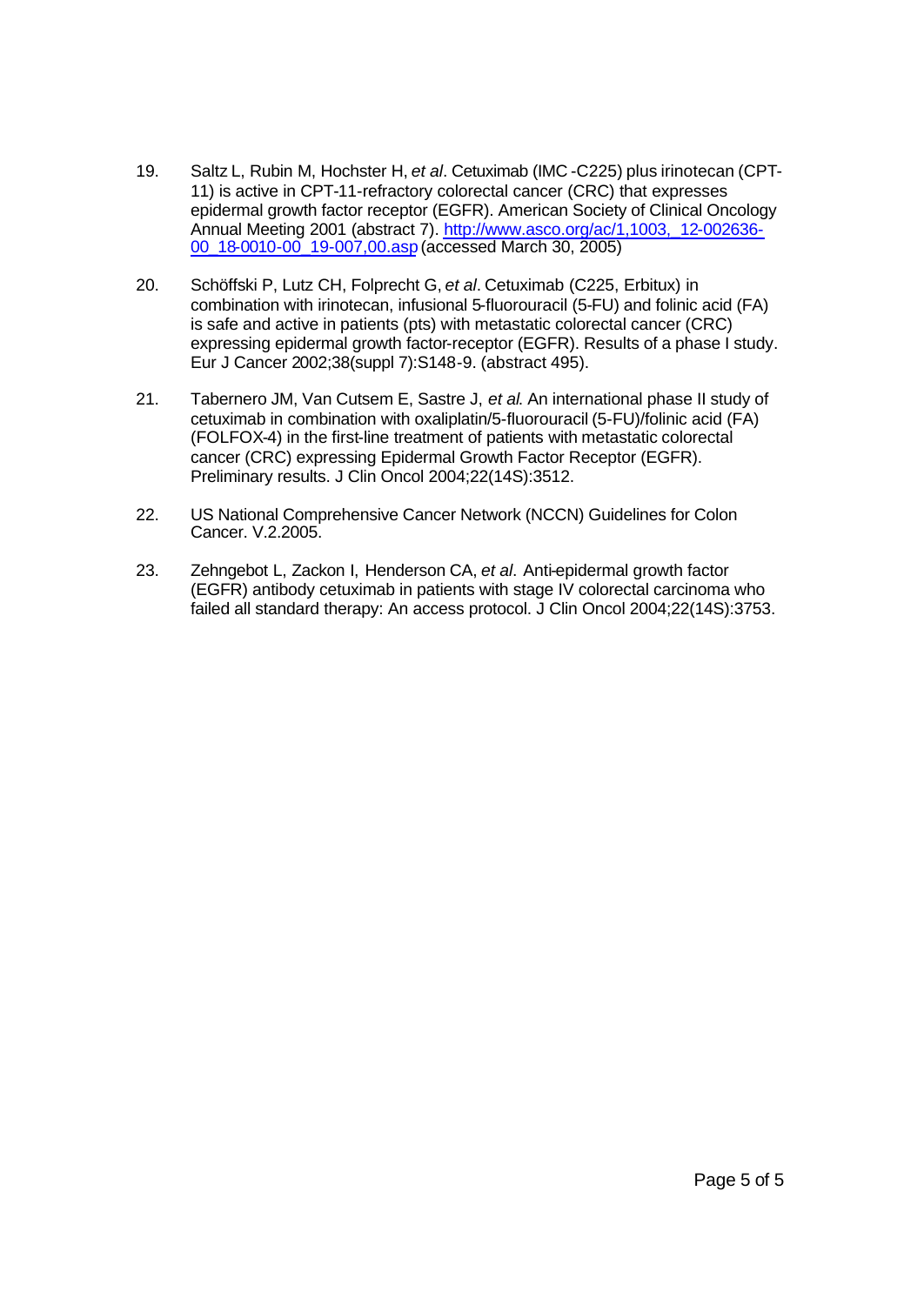19. Saltz L, Rubin M, Hochster H, *et al*. Cetuximab (IMC -C225) plus irinotecan (CPT-11) is active in CPT-11-refractory colorectal cancer (CRC) that expresses epidermal growth factor receptor (EGFR). American Society of Clinical Oncology Annual Meeting 2001 (abstract 7). http://www.asco.org/ac/1,1003,_12-002636-00_18-0010-00_19-007,00.asp (accessed March 30, 2005)

20. Schöffski P, Lutz CH, Folprecht G, *et al*. Cetuximab (C225, Erbitux) in combination with irinotecan, infusional 5-fluorouracil (5-FU) and folinic acid (FA) is safe and active in patients (pts) with metastatic colorectal cancer (CRC) expressing epidermal growth factor-receptor (EGFR). Results of a phase I study. Eur J Cancer 2002;38(suppl 7):S148-9. (abstract 495).

21. Tabernero JM, Van Cutsem E, Sastre J, *et al*. An international phase II study of cetuximab in combination with oxaliplatin/5-fluorouracil (5-FU)/folinic acid (FA) (FOLFOX-4) in the first-line treatment of patients with metastatic colorectal cancer (CRC) expressing Epidermal Growth Factor Receptor (EGFR). Preliminary results. J Clin Oncol 2004;22(14S):3512.

22. US National Comprehensive Cancer Network (NCCN) Guidelines for Colon Cancer. V.2.2005.

23. Zehngebot L, Zackon I, Henderson CA, *et al*. Anti-epidermal growth factor (EGFR) antibody cetuximab in patients with stage IV colorectal carcinoma who failed all standard therapy: An access protocol. J Clin Oncol 2004;22(14S):3753.